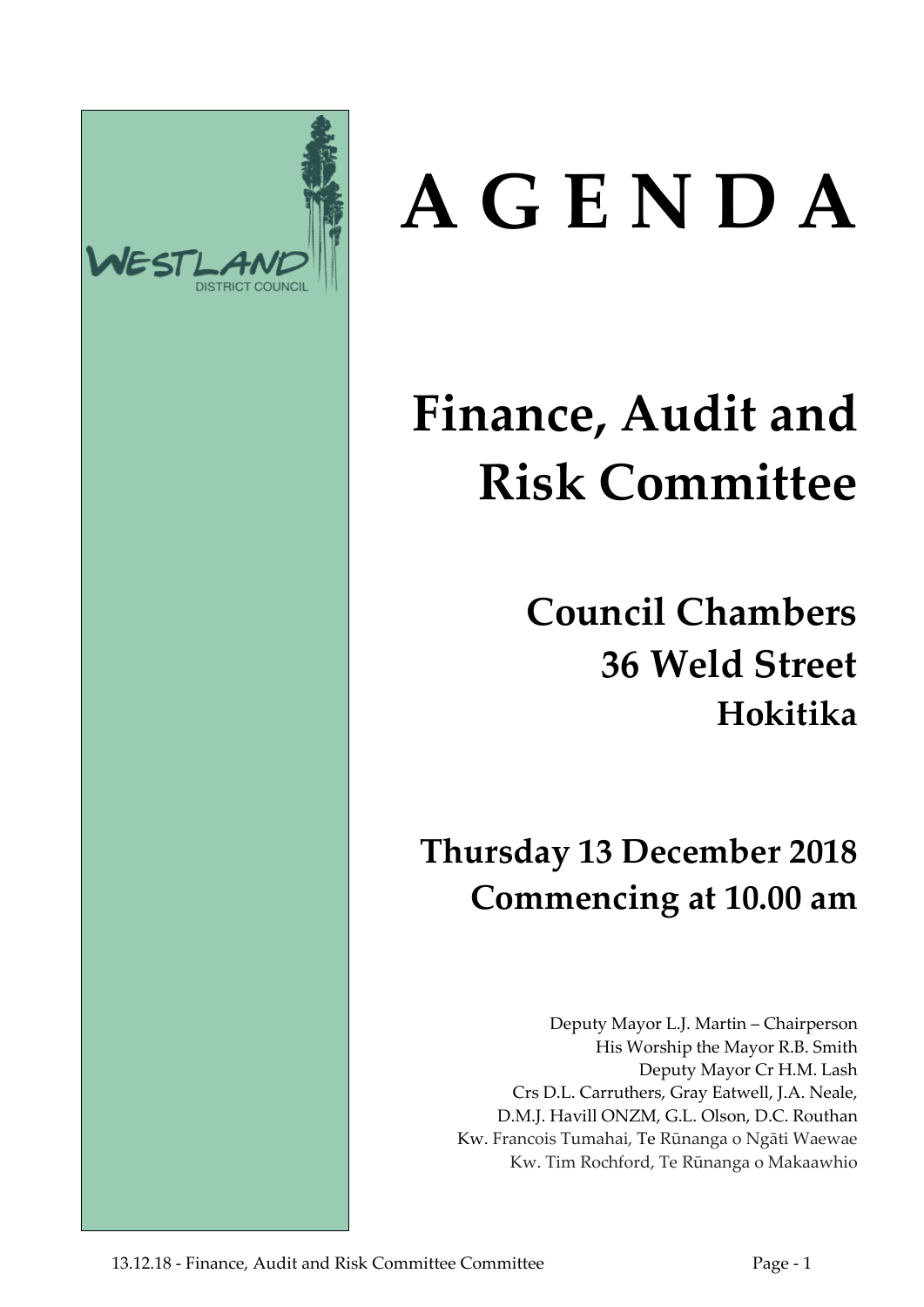WESTLAND
DISTRICT COUNCIL

# A G E N D A

# Finance, Audit and Risk Committee

## Council Chambers
## 36 Weld Street
### Hokitika

## Thursday 13 December 2018
## Commencing at 10.00 am

Deputy Mayor L.J. Martin – Chairperson
His Worship the Mayor R.B. Smith
Deputy Mayor Cr H.M. Lash
Crs D.L. Carruthers, Gray Eatwell, J.A. Neale,
D.M.J. Havill ONZM, G.L. Olson, D.C. Routhan
Kw. Francois Tumahai, Te Rūnanga o Ngāti Waewae
Kw. Tim Rochford, Te Rūnanga o Makaawhio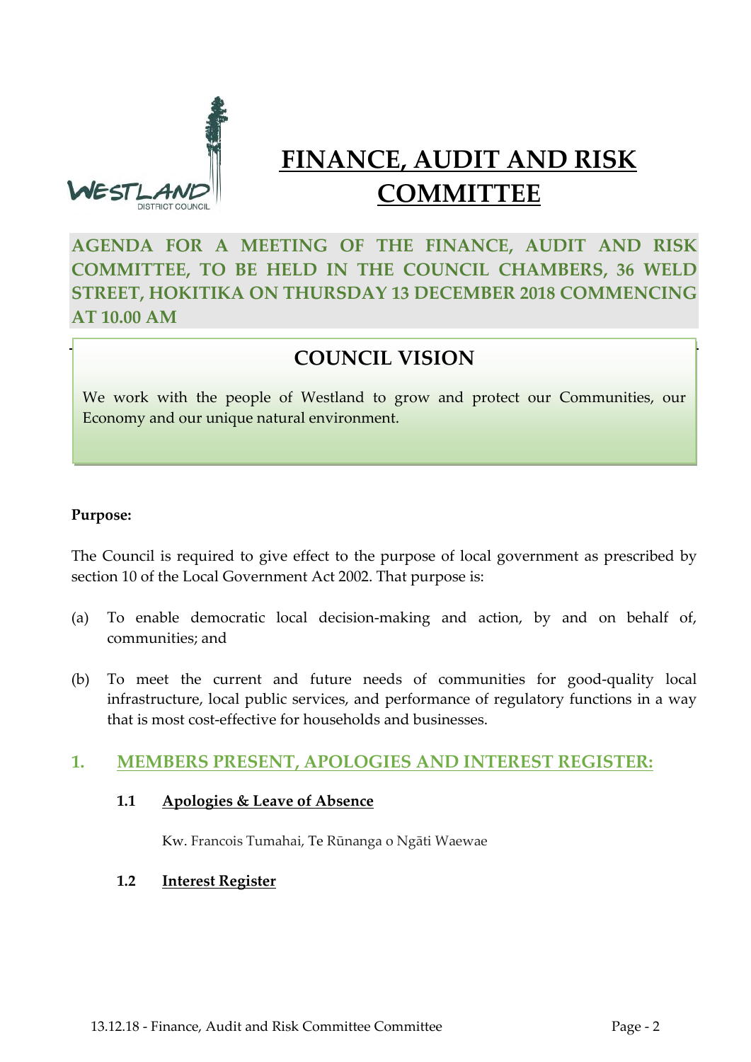# FINANCE, AUDIT AND RISK COMMITTEE

**AGENDA FOR A MEETING OF THE FINANCE, AUDIT AND RISK COMMITTEE, TO BE HELD IN THE COUNCIL CHAMBERS, 36 WELD STREET, HOKITIKA ON THURSDAY 13 DECEMBER 2018 COMMENCING AT 10.00 AM**

## COUNCIL VISION

We work with the people of Westland to grow and protect our Communities, our Economy and our unique natural environment.

**Purpose:**

The Council is required to give effect to the purpose of local government as prescribed by section 10 of the Local Government Act 2002. That purpose is:

(a) To enable democratic local decision-making and action, by and on behalf of, communities; and

(b) To meet the current and future needs of communities for good-quality local infrastructure, local public services, and performance of regulatory functions in a way that is most cost-effective for households and businesses.

## 1. MEMBERS PRESENT, APOLOGIES AND INTEREST REGISTER:

### 1.1 Apologies & Leave of Absence

Kw. Francois Tumahai, Te Rūnanga o Ngāti Waewae

### 1.2 Interest Register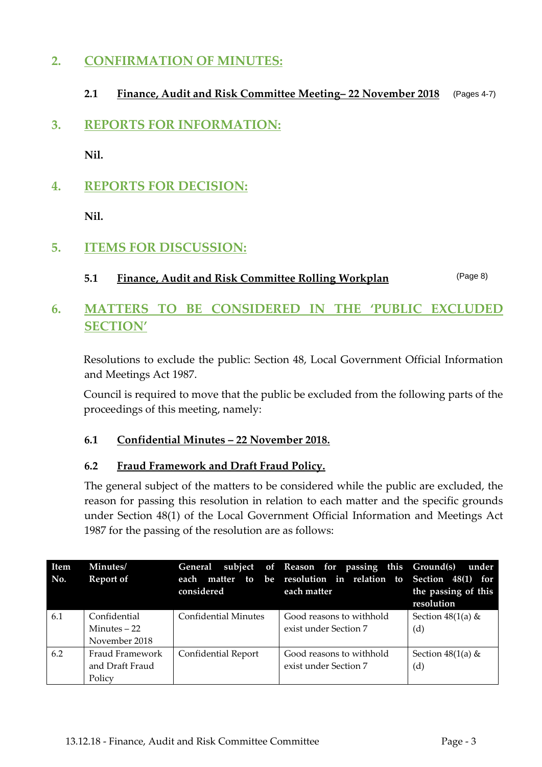## 2. CONFIRMATION OF MINUTES:

### 2.1 Finance, Audit and Risk Committee Meeting– 22 November 2018 (Pages 4-7)

## 3. REPORTS FOR INFORMATION:

**Nil.**

## 4. REPORTS FOR DECISION:

**Nil.**

## 5. ITEMS FOR DISCUSSION:

### 5.1 Finance, Audit and Risk Committee Rolling Workplan (Page 8)

## 6. MATTERS TO BE CONSIDERED IN THE 'PUBLIC EXCLUDED SECTION'

Resolutions to exclude the public: Section 48, Local Government Official Information and Meetings Act 1987.

Council is required to move that the public be excluded from the following parts of the proceedings of this meeting, namely:

### 6.1 Confidential Minutes – 22 November 2018.

### 6.2 Fraud Framework and Draft Fraud Policy.

The general subject of the matters to be considered while the public are excluded, the reason for passing this resolution in relation to each matter and the specific grounds under Section 48(1) of the Local Government Official Information and Meetings Act 1987 for the passing of the resolution are as follows:

| Item No. | Minutes/ Report of | General subject of each matter to be considered | Reason for passing this resolution in relation to each matter | Ground(s) under Section 48(1) for the passing of this resolution |
|---|---|---|---|---|
| 6.1 | Confidential Minutes – 22 November 2018 | Confidential Minutes | Good reasons to withhold exist under Section 7 | Section 48(1(a) & (d) |
| 6.2 | Fraud Framework and Draft Fraud Policy | Confidential Report | Good reasons to withhold exist under Section 7 | Section 48(1(a) & (d) |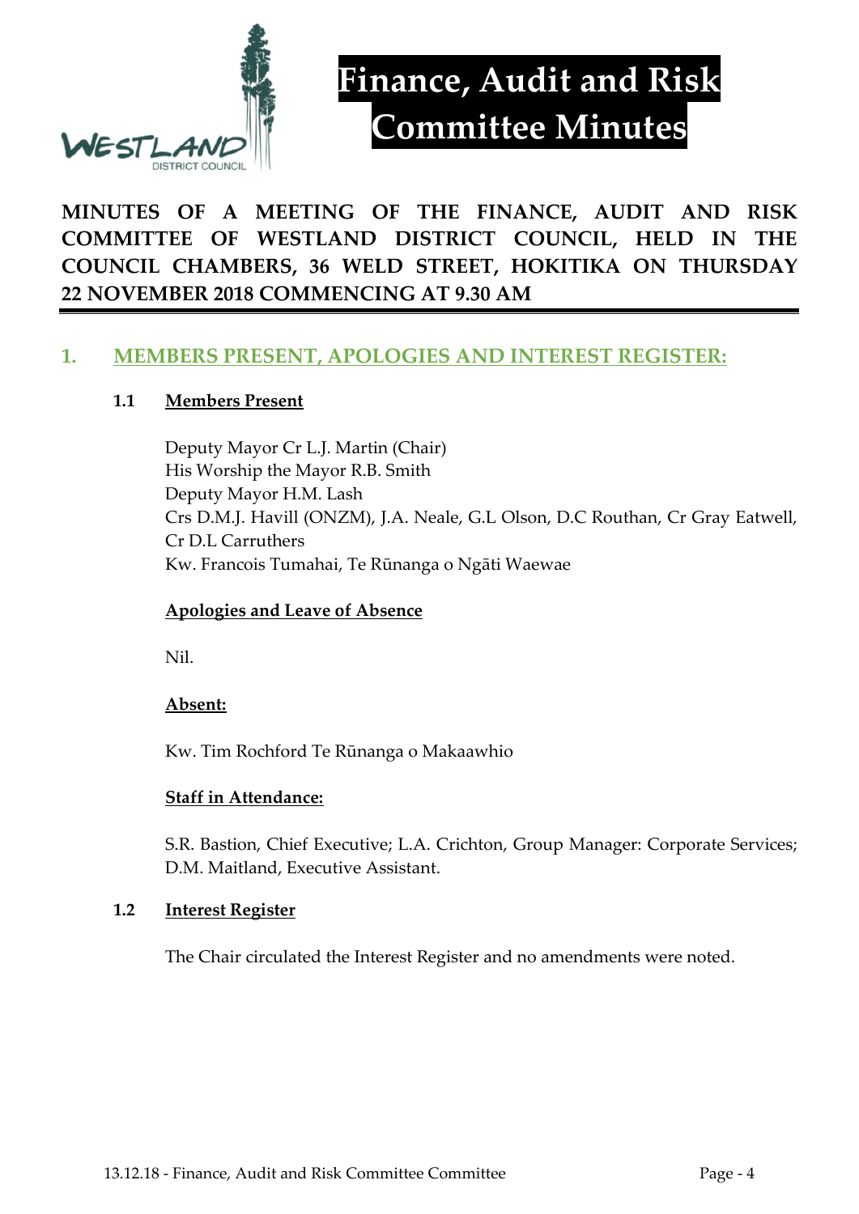# Finance, Audit and Risk Committee Minutes

**MINUTES OF A MEETING OF THE FINANCE, AUDIT AND RISK COMMITTEE OF WESTLAND DISTRICT COUNCIL, HELD IN THE COUNCIL CHAMBERS, 36 WELD STREET, HOKITIKA ON THURSDAY 22 NOVEMBER 2018 COMMENCING AT 9.30 AM**

## 1. MEMBERS PRESENT, APOLOGIES AND INTEREST REGISTER:

### 1.1 Members Present

Deputy Mayor Cr L.J. Martin (Chair)
His Worship the Mayor R.B. Smith
Deputy Mayor H.M. Lash
Crs D.M.J. Havill (ONZM), J.A. Neale, G.L Olson, D.C Routhan, Cr Gray Eatwell, Cr D.L Carruthers
Kw. Francois Tumahai, Te Rūnanga o Ngāti Waewae

**Apologies and Leave of Absence**

Nil.

**Absent:**

Kw. Tim Rochford Te Rūnanga o Makaawhio

**Staff in Attendance:**

S.R. Bastion, Chief Executive; L.A. Crichton, Group Manager: Corporate Services; D.M. Maitland, Executive Assistant.

### 1.2 Interest Register

The Chair circulated the Interest Register and no amendments were noted.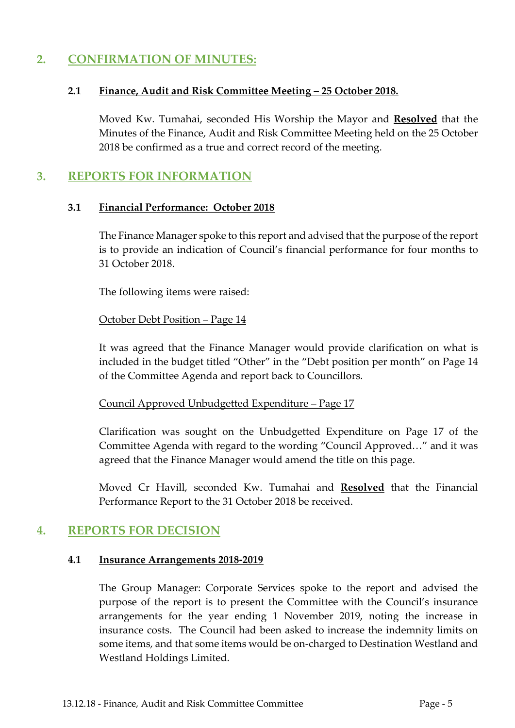## 2. CONFIRMATION OF MINUTES:

### 2.1 Finance, Audit and Risk Committee Meeting – 25 October 2018.

Moved Kw. Tumahai, seconded His Worship the Mayor and **Resolved** that the Minutes of the Finance, Audit and Risk Committee Meeting held on the 25 October 2018 be confirmed as a true and correct record of the meeting.

## 3. REPORTS FOR INFORMATION

### 3.1 Financial Performance: October 2018

The Finance Manager spoke to this report and advised that the purpose of the report is to provide an indication of Council's financial performance for four months to 31 October 2018.

The following items were raised:

October Debt Position – Page 14

It was agreed that the Finance Manager would provide clarification on what is included in the budget titled "Other" in the "Debt position per month" on Page 14 of the Committee Agenda and report back to Councillors.

Council Approved Unbudgetted Expenditure – Page 17

Clarification was sought on the Unbudgetted Expenditure on Page 17 of the Committee Agenda with regard to the wording "Council Approved…" and it was agreed that the Finance Manager would amend the title on this page.

Moved Cr Havill, seconded Kw. Tumahai and **Resolved** that the Financial Performance Report to the 31 October 2018 be received.

## 4. REPORTS FOR DECISION

### 4.1 Insurance Arrangements 2018-2019

The Group Manager: Corporate Services spoke to the report and advised the purpose of the report is to present the Committee with the Council's insurance arrangements for the year ending 1 November 2019, noting the increase in insurance costs. The Council had been asked to increase the indemnity limits on some items, and that some items would be on-charged to Destination Westland and Westland Holdings Limited.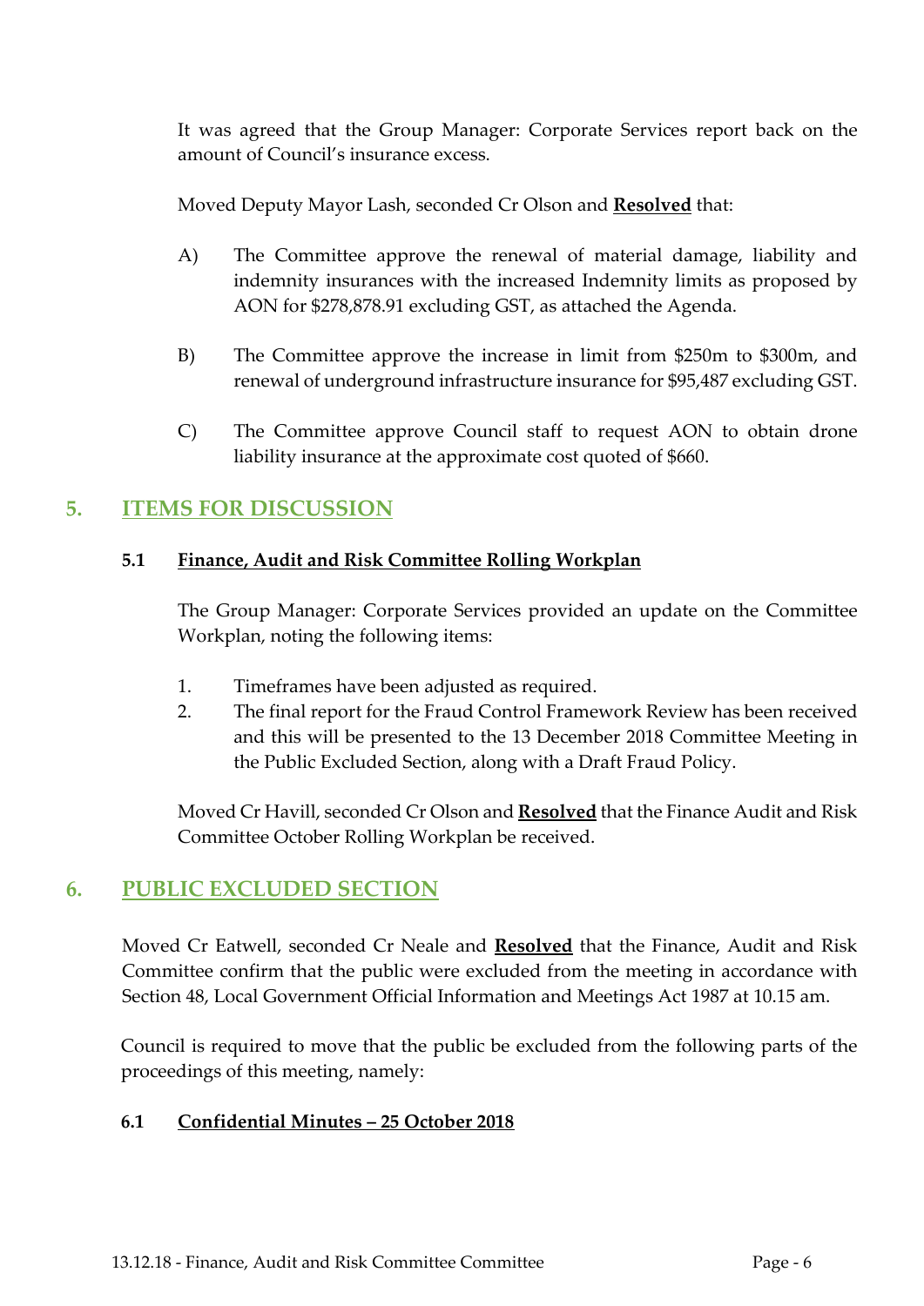It was agreed that the Group Manager: Corporate Services report back on the amount of Council's insurance excess.

Moved Deputy Mayor Lash, seconded Cr Olson and **Resolved** that:

A) The Committee approve the renewal of material damage, liability and indemnity insurances with the increased Indemnity limits as proposed by AON for $278,878.91 excluding GST, as attached the Agenda.

B) The Committee approve the increase in limit from $250m to $300m, and renewal of underground infrastructure insurance for $95,487 excluding GST.

C) The Committee approve Council staff to request AON to obtain drone liability insurance at the approximate cost quoted of $660.

## 5. ITEMS FOR DISCUSSION

### 5.1 Finance, Audit and Risk Committee Rolling Workplan

The Group Manager: Corporate Services provided an update on the Committee Workplan, noting the following items:

1. Timeframes have been adjusted as required.
2. The final report for the Fraud Control Framework Review has been received and this will be presented to the 13 December 2018 Committee Meeting in the Public Excluded Section, along with a Draft Fraud Policy.

Moved Cr Havill, seconded Cr Olson and **Resolved** that the Finance Audit and Risk Committee October Rolling Workplan be received.

## 6. PUBLIC EXCLUDED SECTION

Moved Cr Eatwell, seconded Cr Neale and **Resolved** that the Finance, Audit and Risk Committee confirm that the public were excluded from the meeting in accordance with Section 48, Local Government Official Information and Meetings Act 1987 at 10.15 am.

Council is required to move that the public be excluded from the following parts of the proceedings of this meeting, namely:

### 6.1 Confidential Minutes – 25 October 2018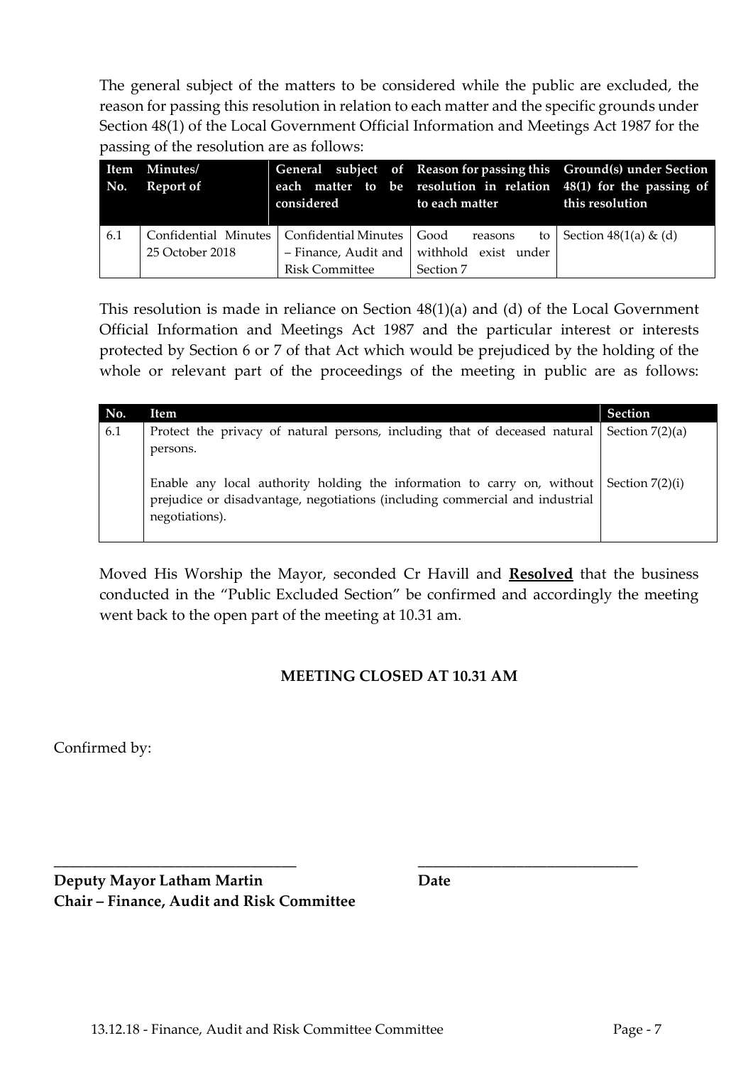The general subject of the matters to be considered while the public are excluded, the reason for passing this resolution in relation to each matter and the specific grounds under Section 48(1) of the Local Government Official Information and Meetings Act 1987 for the passing of the resolution are as follows:

| Item No. | Minutes/ Report of | General subject of each matter to be considered | Reason for passing this resolution in relation to each matter | Ground(s) under Section 48(1) for the passing of this resolution |
|---|---|---|---|---|
| 6.1 | Confidential Minutes 25 October 2018 | Confidential Minutes – Finance, Audit and Risk Committee | Good reasons to withhold exist under Section 7 | Section 48(1(a) & (d) |

This resolution is made in reliance on Section 48(1)(a) and (d) of the Local Government Official Information and Meetings Act 1987 and the particular interest or interests protected by Section 6 or 7 of that Act which would be prejudiced by the holding of the whole or relevant part of the proceedings of the meeting in public are as follows:

| No. | Item | Section |
|---|---|---|
| 6.1 | Protect the privacy of natural persons, including that of deceased natural persons. | Section 7(2)(a) |
| | Enable any local authority holding the information to carry on, without prejudice or disadvantage, negotiations (including commercial and industrial negotiations). | Section 7(2)(i) |

Moved His Worship the Mayor, seconded Cr Havill and **Resolved** that the business conducted in the "Public Excluded Section" be confirmed and accordingly the meeting went back to the open part of the meeting at 10.31 am.

**MEETING CLOSED AT 10.31 AM**

Confirmed by:

\_\_\_\_\_\_\_\_\_\_\_\_\_\_\_\_\_\_\_\_\_\_\_\_\_\_\_\_\_\_\_\_ \_\_\_\_\_\_\_\_\_\_\_\_\_\_\_\_\_\_\_\_\_\_\_\_\_\_\_\_\_\_

**Deputy Mayor Latham Martin** **Date**
**Chair – Finance, Audit and Risk Committee**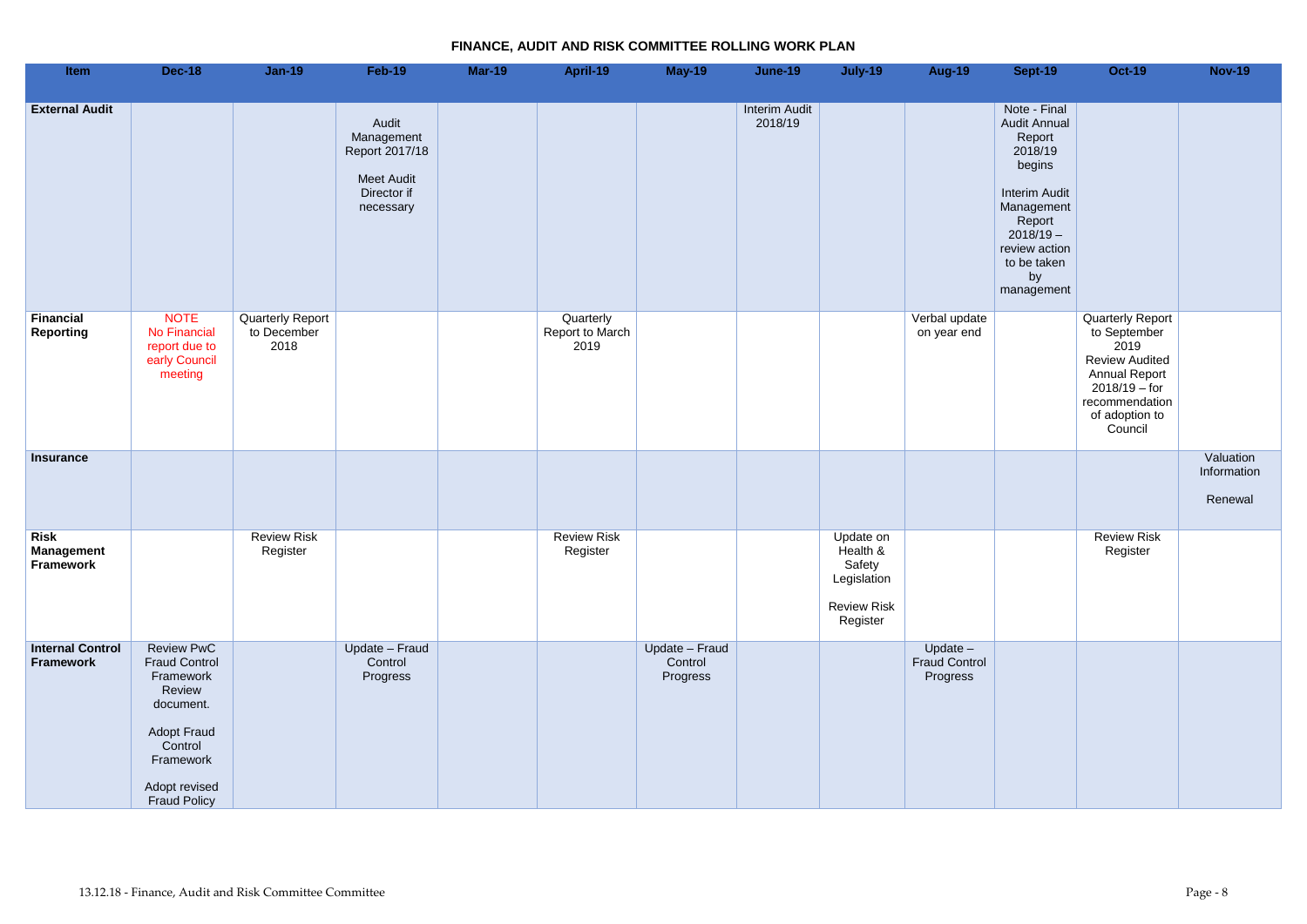# FINANCE, AUDIT AND RISK COMMITTEE ROLLING WORK PLAN

| Item | Dec-18 | Jan-19 | Feb-19 | Mar-19 | April-19 | May-19 | June-19 | July-19 | Aug-19 | Sept-19 | Oct-19 | Nov-19 |
|---|---|---|---|---|---|---|---|---|---|---|---|---|
| **External Audit** | | | Audit Management Report 2017/18<br><br>Meet Audit Director if necessary | | | | Interim Audit 2018/19 | | | Note - Final Audit Annual Report 2018/19 begins<br><br>Interim Audit Management Report 2018/19 – review action to be taken by management | | |
| **Financial Reporting** | NOTE No Financial report due to early Council meeting | Quarterly Report to December 2018 | | | Quarterly Report to March 2019 | | | | Verbal update on year end | | Quarterly Report to September 2019 Review Audited Annual Report 2018/19 – for recommendation of adoption to Council | |
| **Insurance** | | | | | | | | | | | | Valuation Information<br><br>Renewal |
| **Risk Management Framework** | | Review Risk Register | | | Review Risk Register | | | Update on Health & Safety Legislation<br><br>Review Risk Register | | | Review Risk Register | |
| **Internal Control Framework** | Review PwC Fraud Control Framework Review document.<br><br>Adopt Fraud Control Framework<br><br>Adopt revised Fraud Policy | | Update – Fraud Control Progress | | | Update – Fraud Control Progress | | | Update – Fraud Control Progress | | | |